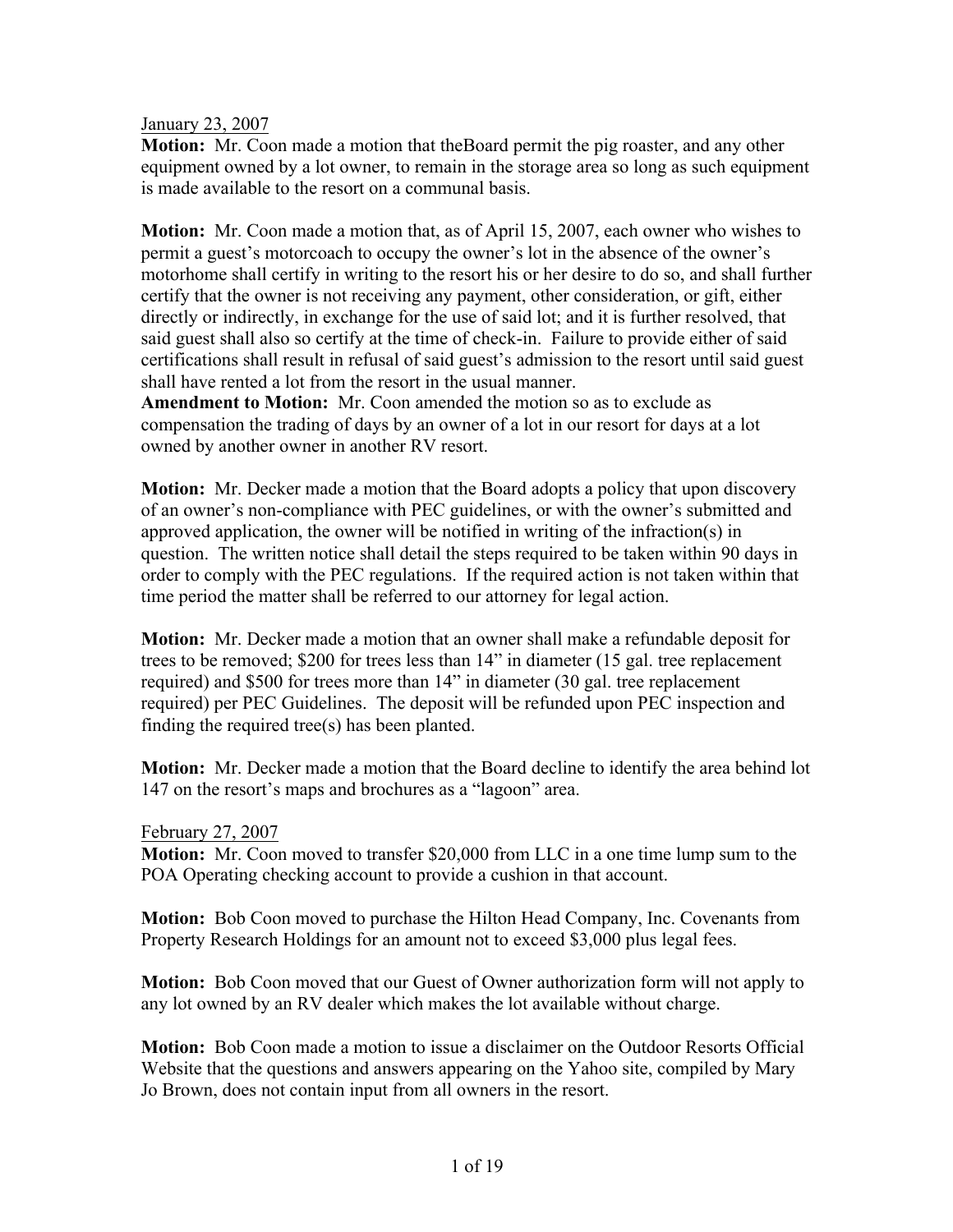January 23, 2007

**Motion:** Mr. Coon made a motion that theBoard permit the pig roaster, and any other equipment owned by a lot owner, to remain in the storage area so long as such equipment is made available to the resort on a communal basis.

**Motion:** Mr. Coon made a motion that, as of April 15, 2007, each owner who wishes to permit a guest's motorcoach to occupy the owner's lot in the absence of the owner's motorhome shall certify in writing to the resort his or her desire to do so, and shall further certify that the owner is not receiving any payment, other consideration, or gift, either directly or indirectly, in exchange for the use of said lot; and it is further resolved, that said guest shall also so certify at the time of check-in. Failure to provide either of said certifications shall result in refusal of said guest's admission to the resort until said guest shall have rented a lot from the resort in the usual manner.

**Amendment to Motion:** Mr. Coon amended the motion so as to exclude as compensation the trading of days by an owner of a lot in our resort for days at a lot owned by another owner in another RV resort.

**Motion:** Mr. Decker made a motion that the Board adopts a policy that upon discovery of an owner's non-compliance with PEC guidelines, or with the owner's submitted and approved application, the owner will be notified in writing of the infraction(s) in question. The written notice shall detail the steps required to be taken within 90 days in order to comply with the PEC regulations. If the required action is not taken within that time period the matter shall be referred to our attorney for legal action.

**Motion:** Mr. Decker made a motion that an owner shall make a refundable deposit for trees to be removed; $200 for trees less than 14" in diameter (15 gal. tree replacement required) and $500 for trees more than 14" in diameter (30 gal. tree replacement required) per PEC Guidelines. The deposit will be refunded upon PEC inspection and finding the required tree(s) has been planted.

**Motion:** Mr. Decker made a motion that the Board decline to identify the area behind lot 147 on the resort's maps and brochures as a "lagoon" area.

February 27, 2007

**Motion:** Mr. Coon moved to transfer $20,000 from LLC in a one time lump sum to the POA Operating checking account to provide a cushion in that account.

**Motion:** Bob Coon moved to purchase the Hilton Head Company, Inc. Covenants from Property Research Holdings for an amount not to exceed $3,000 plus legal fees.

**Motion:** Bob Coon moved that our Guest of Owner authorization form will not apply to any lot owned by an RV dealer which makes the lot available without charge.

**Motion:** Bob Coon made a motion to issue a disclaimer on the Outdoor Resorts Official Website that the questions and answers appearing on the Yahoo site, compiled by Mary Jo Brown, does not contain input from all owners in the resort.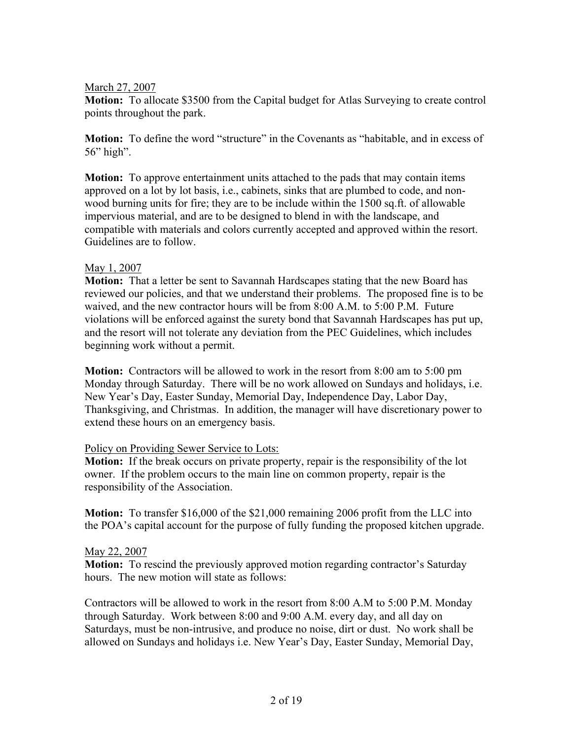March 27, 2007

**Motion:** To allocate $3500 from the Capital budget for Atlas Surveying to create control points throughout the park.

**Motion:** To define the word "structure" in the Covenants as "habitable, and in excess of 56" high".

**Motion:** To approve entertainment units attached to the pads that may contain items approved on a lot by lot basis, i.e., cabinets, sinks that are plumbed to code, and non-wood burning units for fire; they are to be include within the 1500 sq.ft. of allowable impervious material, and are to be designed to blend in with the landscape, and compatible with materials and colors currently accepted and approved within the resort. Guidelines are to follow.

May 1, 2007

**Motion:** That a letter be sent to Savannah Hardscapes stating that the new Board has reviewed our policies, and that we understand their problems. The proposed fine is to be waived, and the new contractor hours will be from 8:00 A.M. to 5:00 P.M. Future violations will be enforced against the surety bond that Savannah Hardscapes has put up, and the resort will not tolerate any deviation from the PEC Guidelines, which includes beginning work without a permit.

**Motion:** Contractors will be allowed to work in the resort from 8:00 am to 5:00 pm Monday through Saturday. There will be no work allowed on Sundays and holidays, i.e. New Year's Day, Easter Sunday, Memorial Day, Independence Day, Labor Day, Thanksgiving, and Christmas. In addition, the manager will have discretionary power to extend these hours on an emergency basis.

Policy on Providing Sewer Service to Lots:

**Motion:** If the break occurs on private property, repair is the responsibility of the lot owner. If the problem occurs to the main line on common property, repair is the responsibility of the Association.

**Motion:** To transfer $16,000 of the $21,000 remaining 2006 profit from the LLC into the POA's capital account for the purpose of fully funding the proposed kitchen upgrade.

May 22, 2007

**Motion:** To rescind the previously approved motion regarding contractor's Saturday hours. The new motion will state as follows:

Contractors will be allowed to work in the resort from 8:00 A.M to 5:00 P.M. Monday through Saturday. Work between 8:00 and 9:00 A.M. every day, and all day on Saturdays, must be non-intrusive, and produce no noise, dirt or dust. No work shall be allowed on Sundays and holidays i.e. New Year's Day, Easter Sunday, Memorial Day,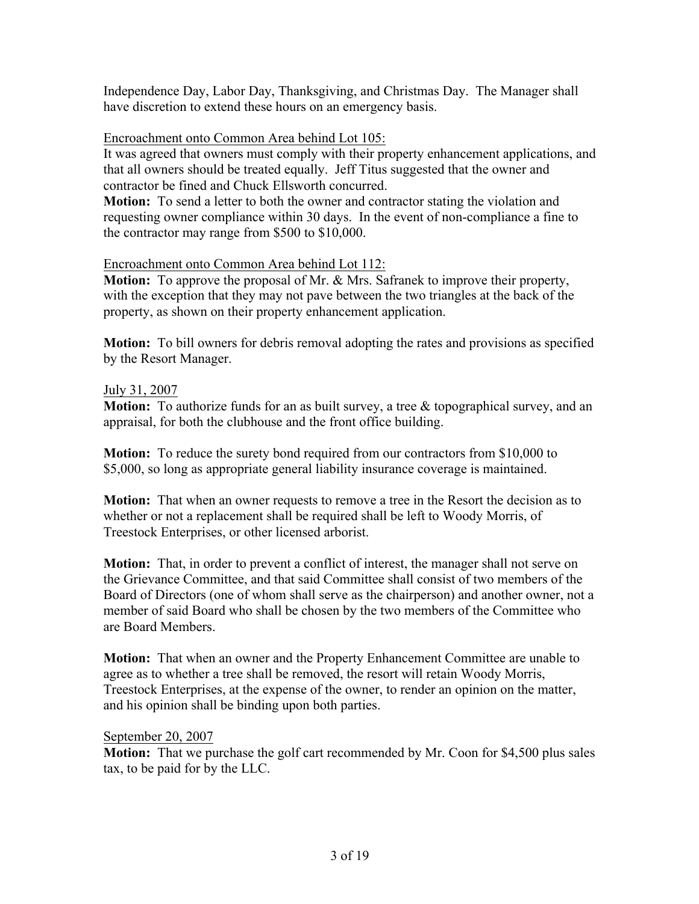Independence Day, Labor Day, Thanksgiving, and Christmas Day. The Manager shall have discretion to extend these hours on an emergency basis.

<u>Encroachment onto Common Area behind Lot 105:</u>

It was agreed that owners must comply with their property enhancement applications, and that all owners should be treated equally. Jeff Titus suggested that the owner and contractor be fined and Chuck Ellsworth concurred.

**Motion:** To send a letter to both the owner and contractor stating the violation and requesting owner compliance within 30 days. In the event of non-compliance a fine to the contractor may range from $500 to $10,000.

<u>Encroachment onto Common Area behind Lot 112:</u>

**Motion:** To approve the proposal of Mr. & Mrs. Safranek to improve their property, with the exception that they may not pave between the two triangles at the back of the property, as shown on their property enhancement application.

**Motion:** To bill owners for debris removal adopting the rates and provisions as specified by the Resort Manager.

<u>July 31, 2007</u>

**Motion:** To authorize funds for an as built survey, a tree & topographical survey, and an appraisal, for both the clubhouse and the front office building.

**Motion:** To reduce the surety bond required from our contractors from $10,000 to $5,000, so long as appropriate general liability insurance coverage is maintained.

**Motion:** That when an owner requests to remove a tree in the Resort the decision as to whether or not a replacement shall be required shall be left to Woody Morris, of Treestock Enterprises, or other licensed arborist.

**Motion:** That, in order to prevent a conflict of interest, the manager shall not serve on the Grievance Committee, and that said Committee shall consist of two members of the Board of Directors (one of whom shall serve as the chairperson) and another owner, not a member of said Board who shall be chosen by the two members of the Committee who are Board Members.

**Motion:** That when an owner and the Property Enhancement Committee are unable to agree as to whether a tree shall be removed, the resort will retain Woody Morris, Treestock Enterprises, at the expense of the owner, to render an opinion on the matter, and his opinion shall be binding upon both parties.

<u>September 20, 2007</u>

**Motion:** That we purchase the golf cart recommended by Mr. Coon for $4,500 plus sales tax, to be paid for by the LLC.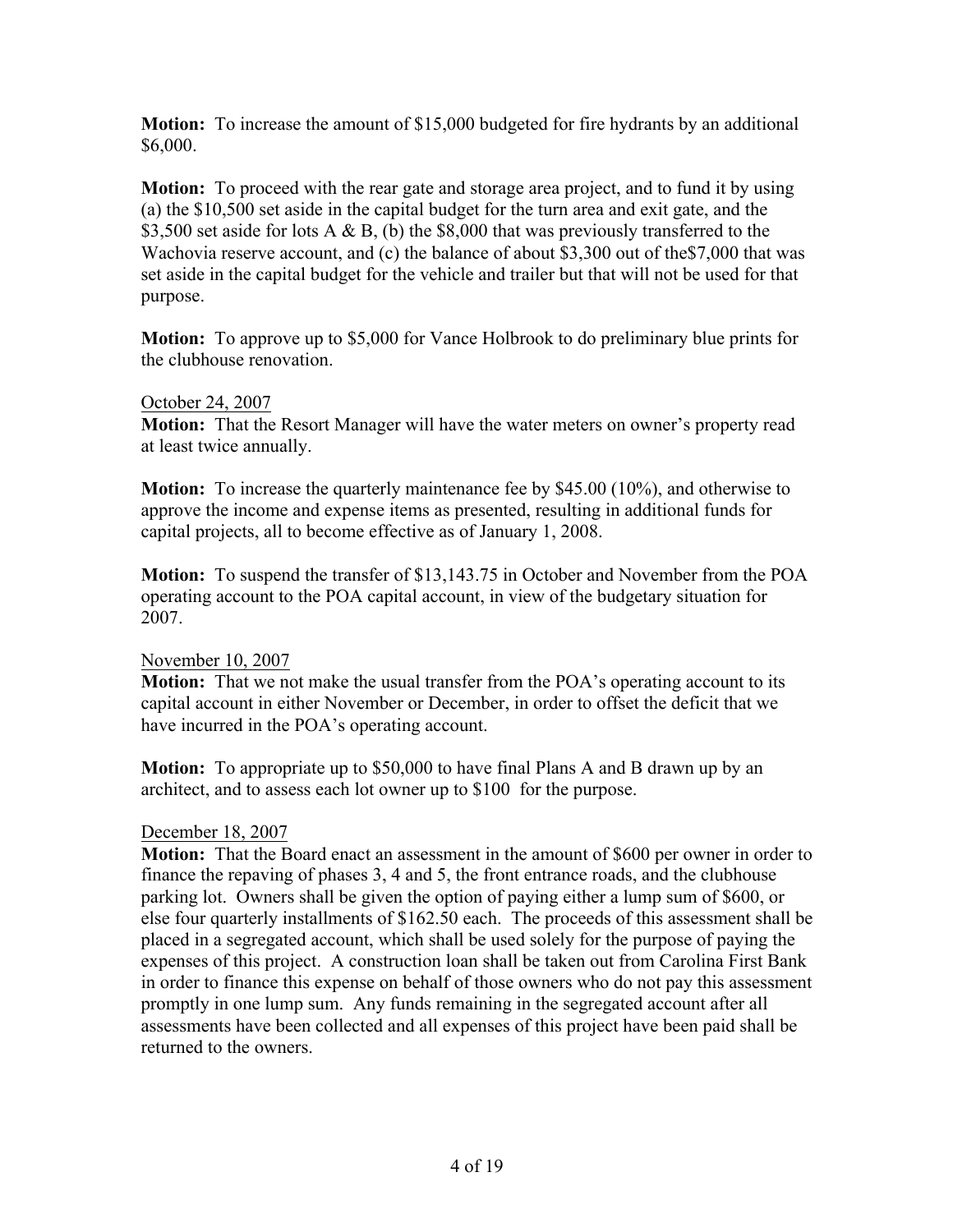**Motion:** To increase the amount of $15,000 budgeted for fire hydrants by an additional $6,000.

**Motion:** To proceed with the rear gate and storage area project, and to fund it by using (a) the $10,500 set aside in the capital budget for the turn area and exit gate, and the $3,500 set aside for lots A & B, (b) the $8,000 that was previously transferred to the Wachovia reserve account, and (c) the balance of about $3,300 out of the$7,000 that was set aside in the capital budget for the vehicle and trailer but that will not be used for that purpose.

**Motion:** To approve up to $5,000 for Vance Holbrook to do preliminary blue prints for the clubhouse renovation.

<u>October 24, 2007</u>

**Motion:** That the Resort Manager will have the water meters on owner's property read at least twice annually.

**Motion:** To increase the quarterly maintenance fee by $45.00 (10%), and otherwise to approve the income and expense items as presented, resulting in additional funds for capital projects, all to become effective as of January 1, 2008.

**Motion:** To suspend the transfer of $13,143.75 in October and November from the POA operating account to the POA capital account, in view of the budgetary situation for 2007.

<u>November 10, 2007</u>

**Motion:** That we not make the usual transfer from the POA's operating account to its capital account in either November or December, in order to offset the deficit that we have incurred in the POA's operating account.

**Motion:** To appropriate up to $50,000 to have final Plans A and B drawn up by an architect, and to assess each lot owner up to $100 for the purpose.

<u>December 18, 2007</u>

**Motion:** That the Board enact an assessment in the amount of $600 per owner in order to finance the repaving of phases 3, 4 and 5, the front entrance roads, and the clubhouse parking lot. Owners shall be given the option of paying either a lump sum of $600, or else four quarterly installments of $162.50 each. The proceeds of this assessment shall be placed in a segregated account, which shall be used solely for the purpose of paying the expenses of this project. A construction loan shall be taken out from Carolina First Bank in order to finance this expense on behalf of those owners who do not pay this assessment promptly in one lump sum. Any funds remaining in the segregated account after all assessments have been collected and all expenses of this project have been paid shall be returned to the owners.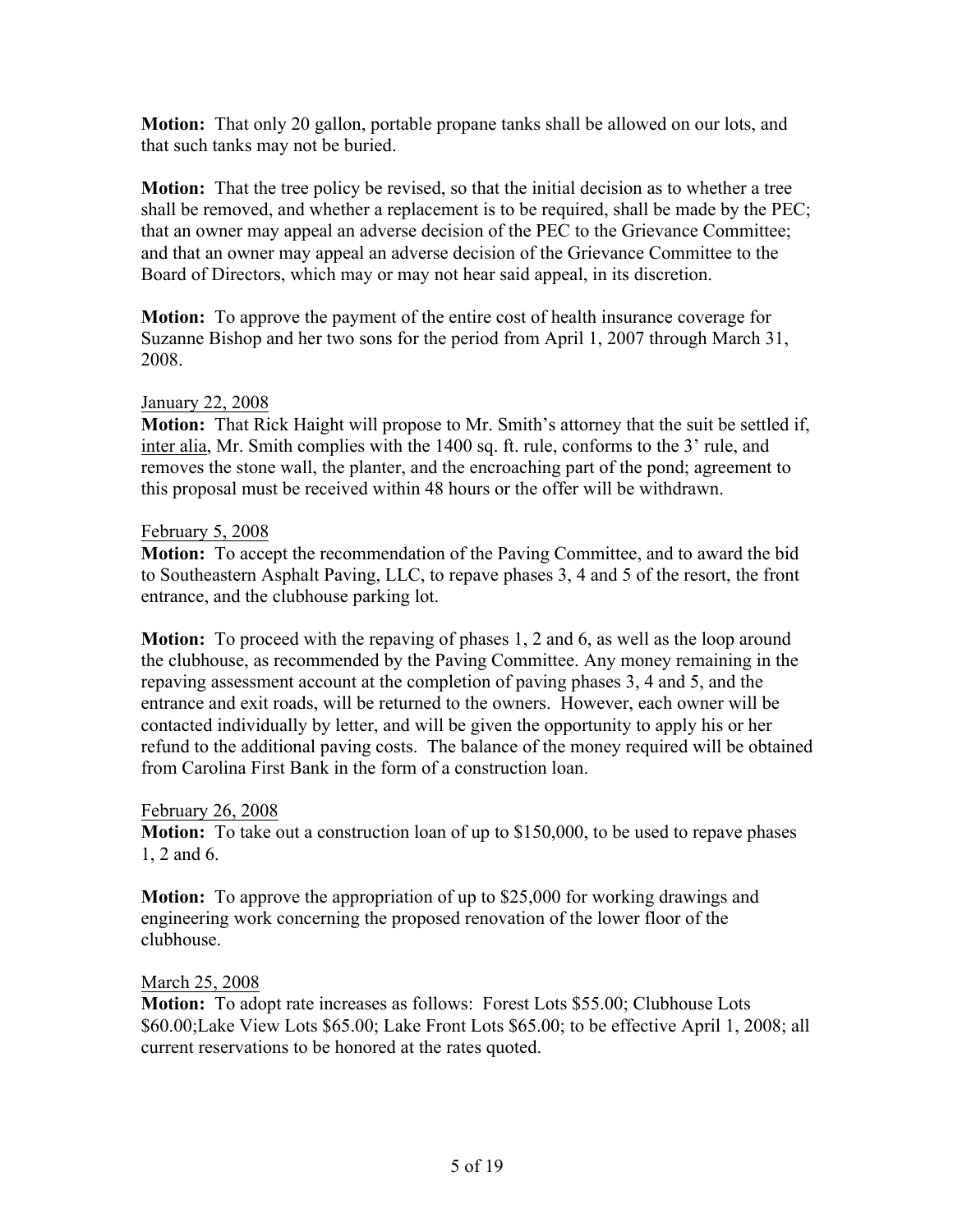**Motion:** That only 20 gallon, portable propane tanks shall be allowed on our lots, and that such tanks may not be buried.

**Motion:** That the tree policy be revised, so that the initial decision as to whether a tree shall be removed, and whether a replacement is to be required, shall be made by the PEC; that an owner may appeal an adverse decision of the PEC to the Grievance Committee; and that an owner may appeal an adverse decision of the Grievance Committee to the Board of Directors, which may or may not hear said appeal, in its discretion.

**Motion:** To approve the payment of the entire cost of health insurance coverage for Suzanne Bishop and her two sons for the period from April 1, 2007 through March 31, 2008.

<u>January 22, 2008</u>
**Motion:** That Rick Haight will propose to Mr. Smith's attorney that the suit be settled if, <u>inter alia</u>, Mr. Smith complies with the 1400 sq. ft. rule, conforms to the 3' rule, and removes the stone wall, the planter, and the encroaching part of the pond; agreement to this proposal must be received within 48 hours or the offer will be withdrawn.

<u>February 5, 2008</u>
**Motion:** To accept the recommendation of the Paving Committee, and to award the bid to Southeastern Asphalt Paving, LLC, to repave phases 3, 4 and 5 of the resort, the front entrance, and the clubhouse parking lot.

**Motion:** To proceed with the repaving of phases 1, 2 and 6, as well as the loop around the clubhouse, as recommended by the Paving Committee. Any money remaining in the repaving assessment account at the completion of paving phases 3, 4 and 5, and the entrance and exit roads, will be returned to the owners. However, each owner will be contacted individually by letter, and will be given the opportunity to apply his or her refund to the additional paving costs. The balance of the money required will be obtained from Carolina First Bank in the form of a construction loan.

<u>February 26, 2008</u>
**Motion:** To take out a construction loan of up to $150,000, to be used to repave phases 1, 2 and 6.

**Motion:** To approve the appropriation of up to $25,000 for working drawings and engineering work concerning the proposed renovation of the lower floor of the clubhouse.

<u>March 25, 2008</u>
**Motion:** To adopt rate increases as follows: Forest Lots $55.00; Clubhouse Lots $60.00;Lake View Lots $65.00; Lake Front Lots $65.00; to be effective April 1, 2008; all current reservations to be honored at the rates quoted.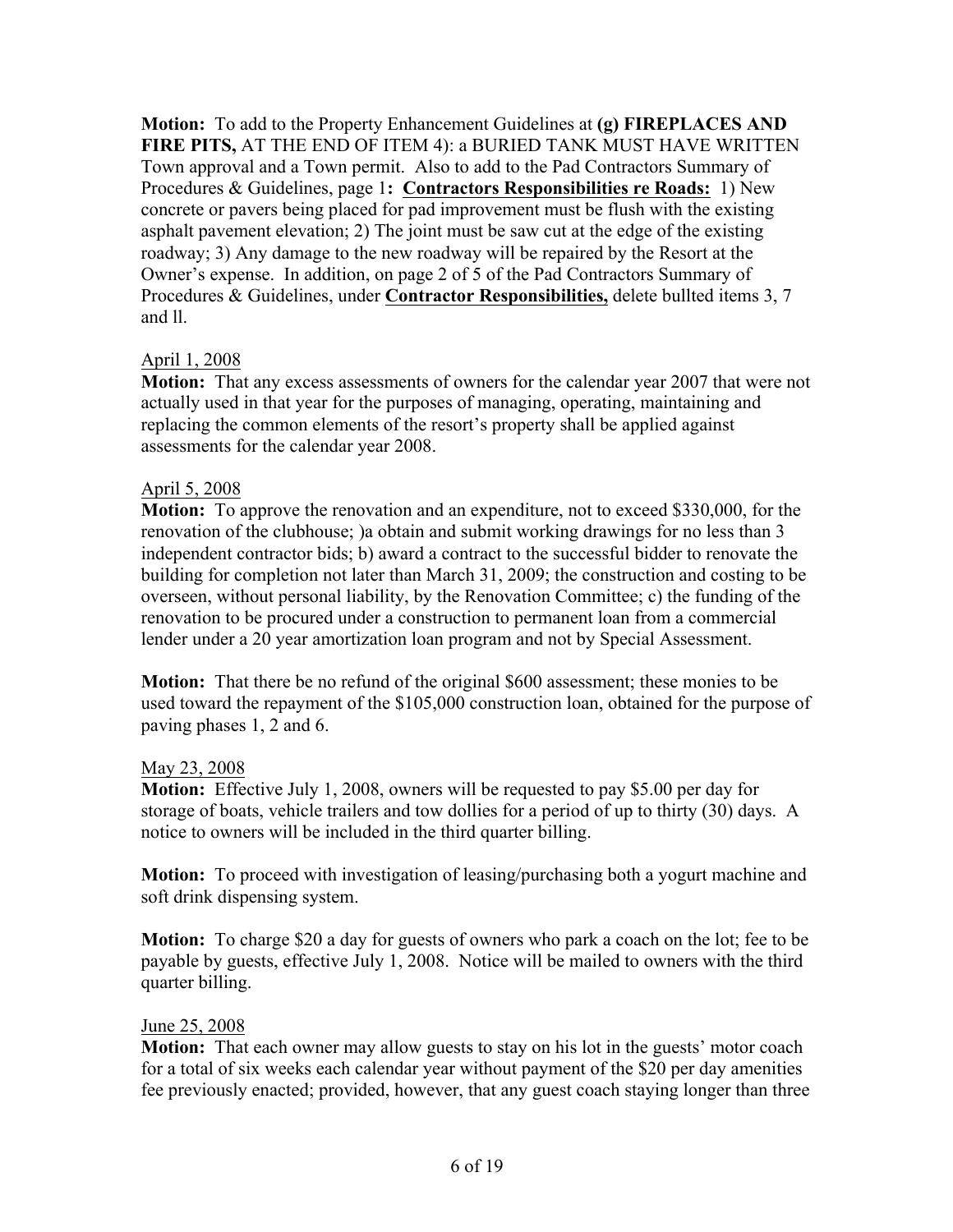**Motion:** To add to the Property Enhancement Guidelines at **(g) FIREPLACES AND FIRE PITS,** AT THE END OF ITEM 4): a BURIED TANK MUST HAVE WRITTEN Town approval and a Town permit. Also to add to the Pad Contractors Summary of Procedures & Guidelines, page 1**:** **Contractors Responsibilities re Roads:** 1) New concrete or pavers being placed for pad improvement must be flush with the existing asphalt pavement elevation; 2) The joint must be saw cut at the edge of the existing roadway; 3) Any damage to the new roadway will be repaired by the Resort at the Owner's expense. In addition, on page 2 of 5 of the Pad Contractors Summary of Procedures & Guidelines, under **Contractor Responsibilities,** delete bullted items 3, 7 and ll.

April 1, 2008

**Motion:** That any excess assessments of owners for the calendar year 2007 that were not actually used in that year for the purposes of managing, operating, maintaining and replacing the common elements of the resort's property shall be applied against assessments for the calendar year 2008.

April 5, 2008

**Motion:** To approve the renovation and an expenditure, not to exceed $330,000, for the renovation of the clubhouse; )a obtain and submit working drawings for no less than 3 independent contractor bids; b) award a contract to the successful bidder to renovate the building for completion not later than March 31, 2009; the construction and costing to be overseen, without personal liability, by the Renovation Committee; c) the funding of the renovation to be procured under a construction to permanent loan from a commercial lender under a 20 year amortization loan program and not by Special Assessment.

**Motion:** That there be no refund of the original $600 assessment; these monies to be used toward the repayment of the $105,000 construction loan, obtained for the purpose of paving phases 1, 2 and 6.

May 23, 2008

**Motion:** Effective July 1, 2008, owners will be requested to pay $5.00 per day for storage of boats, vehicle trailers and tow dollies for a period of up to thirty (30) days. A notice to owners will be included in the third quarter billing.

**Motion:** To proceed with investigation of leasing/purchasing both a yogurt machine and soft drink dispensing system.

**Motion:** To charge $20 a day for guests of owners who park a coach on the lot; fee to be payable by guests, effective July 1, 2008. Notice will be mailed to owners with the third quarter billing.

June 25, 2008

**Motion:** That each owner may allow guests to stay on his lot in the guests' motor coach for a total of six weeks each calendar year without payment of the $20 per day amenities fee previously enacted; provided, however, that any guest coach staying longer than three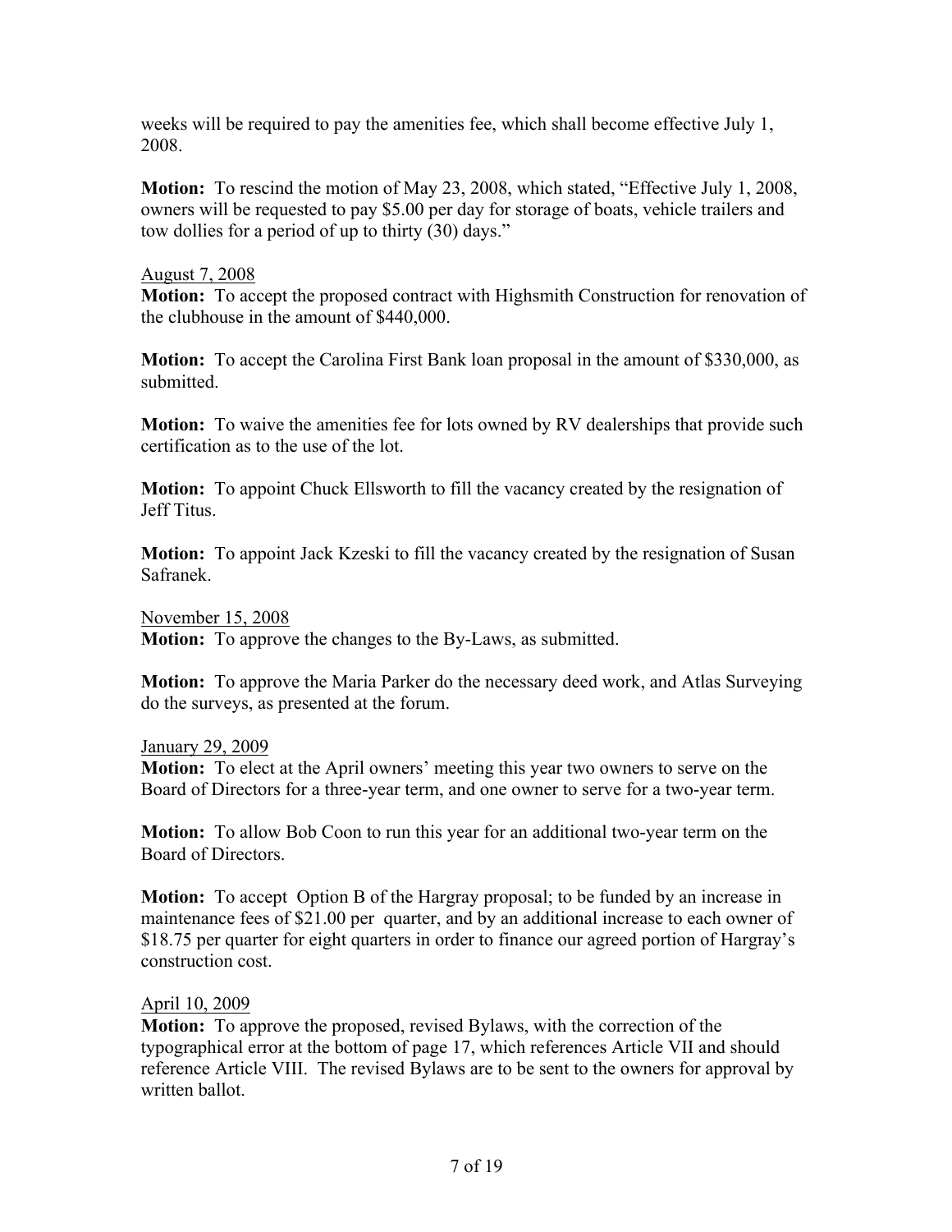weeks will be required to pay the amenities fee, which shall become effective July 1, 2008.

**Motion:** To rescind the motion of May 23, 2008, which stated, "Effective July 1, 2008, owners will be requested to pay $5.00 per day for storage of boats, vehicle trailers and tow dollies for a period of up to thirty (30) days."

<u>August 7, 2008</u>
**Motion:** To accept the proposed contract with Highsmith Construction for renovation of the clubhouse in the amount of $440,000.

**Motion:** To accept the Carolina First Bank loan proposal in the amount of $330,000, as submitted.

**Motion:** To waive the amenities fee for lots owned by RV dealerships that provide such certification as to the use of the lot.

**Motion:** To appoint Chuck Ellsworth to fill the vacancy created by the resignation of Jeff Titus.

**Motion:** To appoint Jack Kzeski to fill the vacancy created by the resignation of Susan Safranek.

<u>November 15, 2008</u>
**Motion:** To approve the changes to the By-Laws, as submitted.

**Motion:** To approve the Maria Parker do the necessary deed work, and Atlas Surveying do the surveys, as presented at the forum.

<u>January 29, 2009</u>
**Motion:** To elect at the April owners' meeting this year two owners to serve on the Board of Directors for a three-year term, and one owner to serve for a two-year term.

**Motion:** To allow Bob Coon to run this year for an additional two-year term on the Board of Directors.

**Motion:** To accept Option B of the Hargray proposal; to be funded by an increase in maintenance fees of $21.00 per quarter, and by an additional increase to each owner of $18.75 per quarter for eight quarters in order to finance our agreed portion of Hargray's construction cost.

<u>April 10, 2009</u>
**Motion:** To approve the proposed, revised Bylaws, with the correction of the typographical error at the bottom of page 17, which references Article VII and should reference Article VIII. The revised Bylaws are to be sent to the owners for approval by written ballot.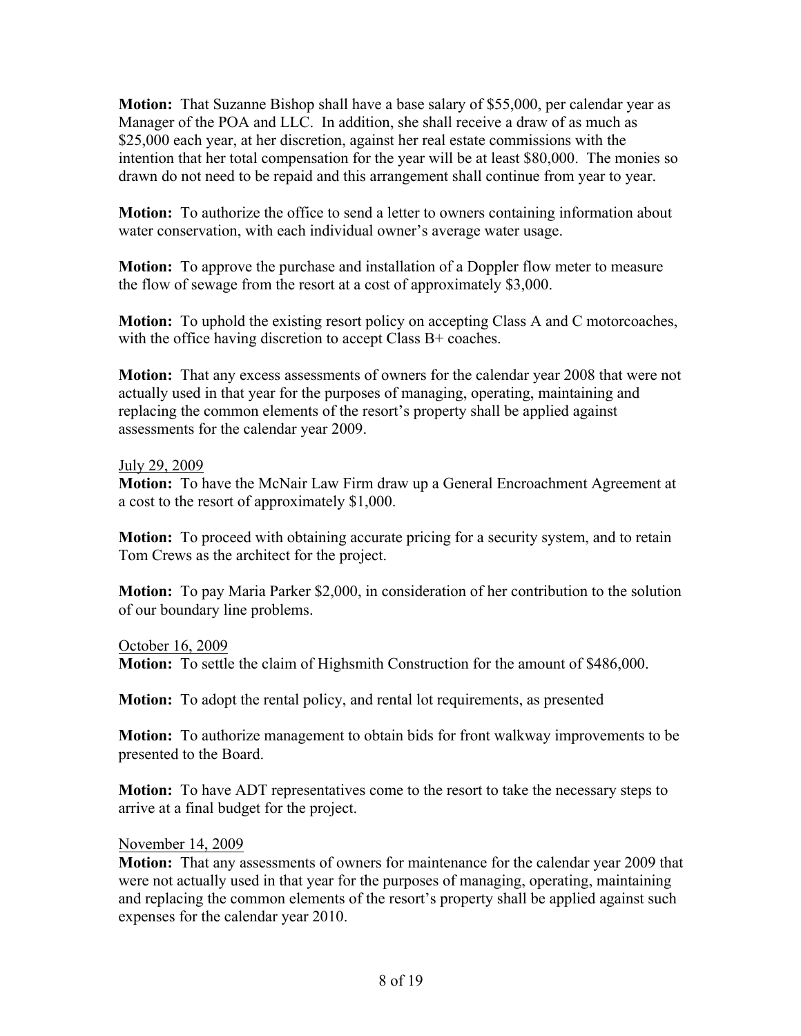**Motion:** That Suzanne Bishop shall have a base salary of $55,000, per calendar year as Manager of the POA and LLC. In addition, she shall receive a draw of as much as $25,000 each year, at her discretion, against her real estate commissions with the intention that her total compensation for the year will be at least $80,000. The monies so drawn do not need to be repaid and this arrangement shall continue from year to year.

**Motion:** To authorize the office to send a letter to owners containing information about water conservation, with each individual owner's average water usage.

**Motion:** To approve the purchase and installation of a Doppler flow meter to measure the flow of sewage from the resort at a cost of approximately $3,000.

**Motion:** To uphold the existing resort policy on accepting Class A and C motorcoaches, with the office having discretion to accept Class B+ coaches.

**Motion:** That any excess assessments of owners for the calendar year 2008 that were not actually used in that year for the purposes of managing, operating, maintaining and replacing the common elements of the resort's property shall be applied against assessments for the calendar year 2009.

<u>July 29, 2009</u>

**Motion:** To have the McNair Law Firm draw up a General Encroachment Agreement at a cost to the resort of approximately $1,000.

**Motion:** To proceed with obtaining accurate pricing for a security system, and to retain Tom Crews as the architect for the project.

**Motion:** To pay Maria Parker $2,000, in consideration of her contribution to the solution of our boundary line problems.

<u>October 16, 2009</u>

**Motion:** To settle the claim of Highsmith Construction for the amount of $486,000.

**Motion:** To adopt the rental policy, and rental lot requirements, as presented

**Motion:** To authorize management to obtain bids for front walkway improvements to be presented to the Board.

**Motion:** To have ADT representatives come to the resort to take the necessary steps to arrive at a final budget for the project.

<u>November 14, 2009</u>

**Motion:** That any assessments of owners for maintenance for the calendar year 2009 that were not actually used in that year for the purposes of managing, operating, maintaining and replacing the common elements of the resort's property shall be applied against such expenses for the calendar year 2010.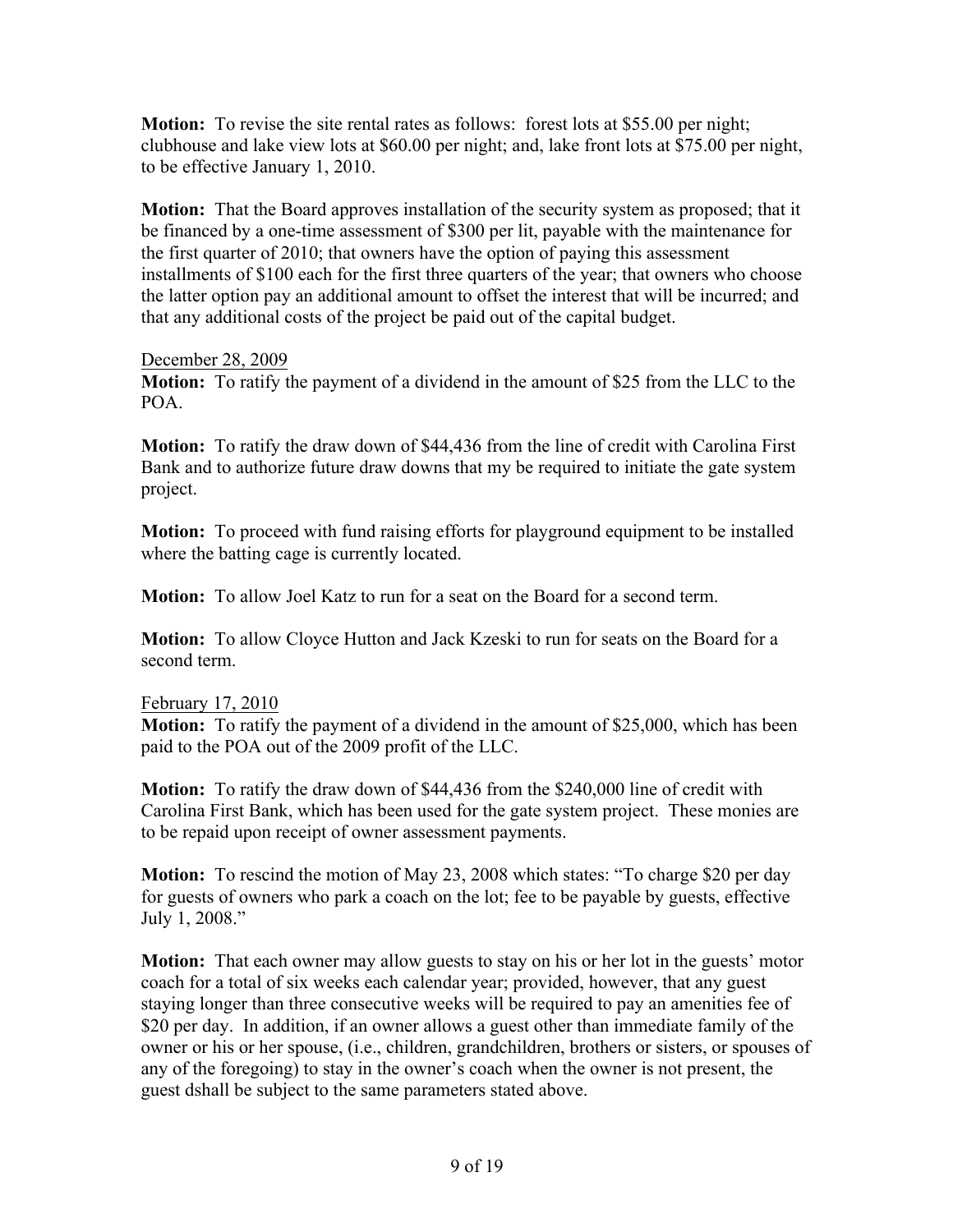**Motion:** To revise the site rental rates as follows: forest lots at $55.00 per night; clubhouse and lake view lots at $60.00 per night; and, lake front lots at $75.00 per night, to be effective January 1, 2010.

**Motion:** That the Board approves installation of the security system as proposed; that it be financed by a one-time assessment of $300 per lit, payable with the maintenance for the first quarter of 2010; that owners have the option of paying this assessment installments of $100 each for the first three quarters of the year; that owners who choose the latter option pay an additional amount to offset the interest that will be incurred; and that any additional costs of the project be paid out of the capital budget.

<u>December 28, 2009</u>

**Motion:** To ratify the payment of a dividend in the amount of $25 from the LLC to the POA.

**Motion:** To ratify the draw down of $44,436 from the line of credit with Carolina First Bank and to authorize future draw downs that my be required to initiate the gate system project.

**Motion:** To proceed with fund raising efforts for playground equipment to be installed where the batting cage is currently located.

**Motion:** To allow Joel Katz to run for a seat on the Board for a second term.

**Motion:** To allow Cloyce Hutton and Jack Kzeski to run for seats on the Board for a second term.

<u>February 17, 2010</u>

**Motion:** To ratify the payment of a dividend in the amount of $25,000, which has been paid to the POA out of the 2009 profit of the LLC.

**Motion:** To ratify the draw down of $44,436 from the $240,000 line of credit with Carolina First Bank, which has been used for the gate system project. These monies are to be repaid upon receipt of owner assessment payments.

**Motion:** To rescind the motion of May 23, 2008 which states: "To charge $20 per day for guests of owners who park a coach on the lot; fee to be payable by guests, effective July 1, 2008."

**Motion:** That each owner may allow guests to stay on his or her lot in the guests' motor coach for a total of six weeks each calendar year; provided, however, that any guest staying longer than three consecutive weeks will be required to pay an amenities fee of $20 per day. In addition, if an owner allows a guest other than immediate family of the owner or his or her spouse, (i.e., children, grandchildren, brothers or sisters, or spouses of any of the foregoing) to stay in the owner's coach when the owner is not present, the guest dshall be subject to the same parameters stated above.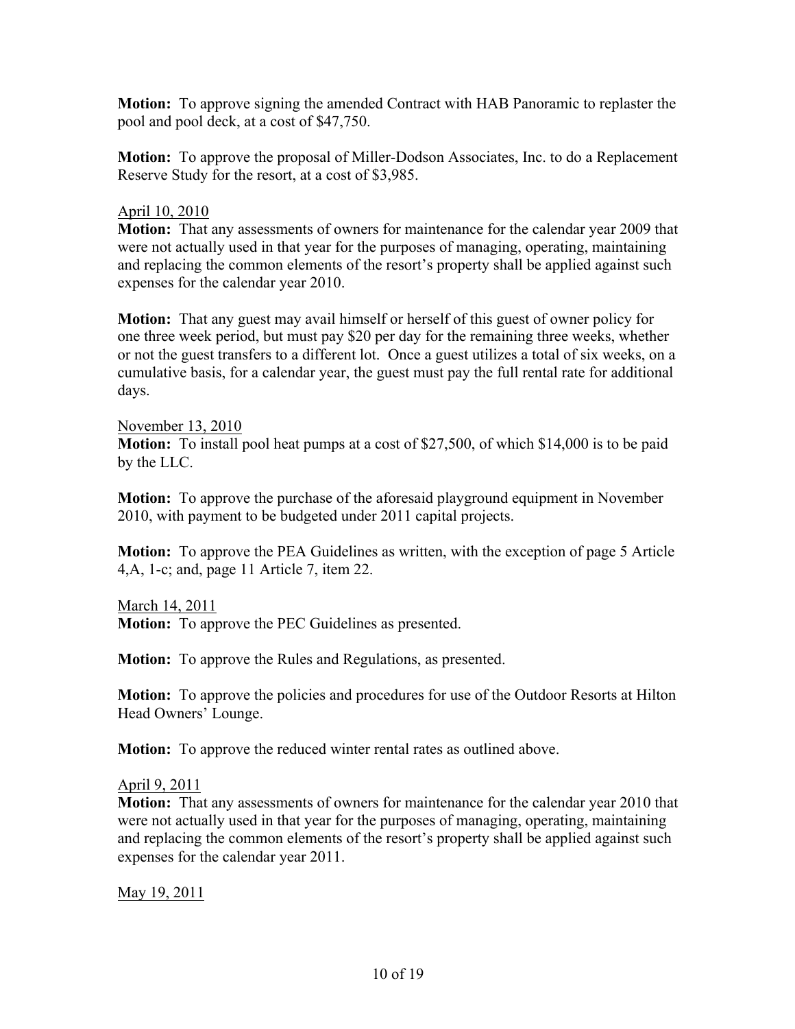**Motion:** To approve signing the amended Contract with HAB Panoramic to replaster the pool and pool deck, at a cost of $47,750.

**Motion:** To approve the proposal of Miller-Dodson Associates, Inc. to do a Replacement Reserve Study for the resort, at a cost of $3,985.

<u>April 10, 2010</u>

**Motion:** That any assessments of owners for maintenance for the calendar year 2009 that were not actually used in that year for the purposes of managing, operating, maintaining and replacing the common elements of the resort's property shall be applied against such expenses for the calendar year 2010.

**Motion:** That any guest may avail himself or herself of this guest of owner policy for one three week period, but must pay $20 per day for the remaining three weeks, whether or not the guest transfers to a different lot. Once a guest utilizes a total of six weeks, on a cumulative basis, for a calendar year, the guest must pay the full rental rate for additional days.

<u>November 13, 2010</u>

**Motion:** To install pool heat pumps at a cost of $27,500, of which $14,000 is to be paid by the LLC.

**Motion:** To approve the purchase of the aforesaid playground equipment in November 2010, with payment to be budgeted under 2011 capital projects.

**Motion:** To approve the PEA Guidelines as written, with the exception of page 5 Article 4,A, 1-c; and, page 11 Article 7, item 22.

<u>March 14, 2011</u>

**Motion:** To approve the PEC Guidelines as presented.

**Motion:** To approve the Rules and Regulations, as presented.

**Motion:** To approve the policies and procedures for use of the Outdoor Resorts at Hilton Head Owners' Lounge.

**Motion:** To approve the reduced winter rental rates as outlined above.

<u>April 9, 2011</u>

**Motion:** That any assessments of owners for maintenance for the calendar year 2010 that were not actually used in that year for the purposes of managing, operating, maintaining and replacing the common elements of the resort's property shall be applied against such expenses for the calendar year 2011.

<u>May 19, 2011</u>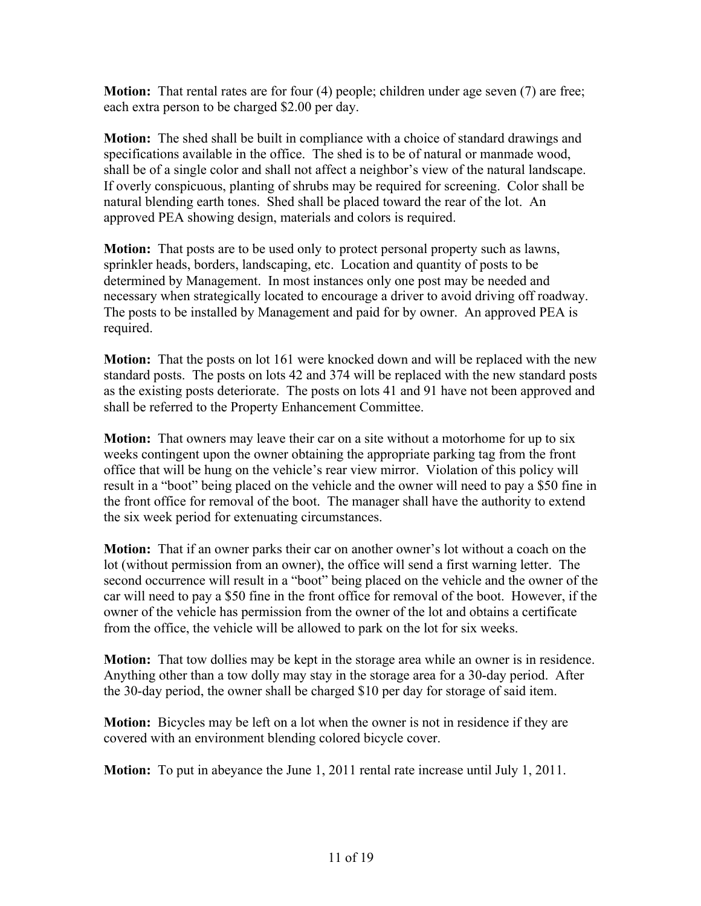**Motion:** That rental rates are for four (4) people; children under age seven (7) are free; each extra person to be charged $2.00 per day.

**Motion:** The shed shall be built in compliance with a choice of standard drawings and specifications available in the office. The shed is to be of natural or manmade wood, shall be of a single color and shall not affect a neighbor's view of the natural landscape. If overly conspicuous, planting of shrubs may be required for screening. Color shall be natural blending earth tones. Shed shall be placed toward the rear of the lot. An approved PEA showing design, materials and colors is required.

**Motion:** That posts are to be used only to protect personal property such as lawns, sprinkler heads, borders, landscaping, etc. Location and quantity of posts to be determined by Management. In most instances only one post may be needed and necessary when strategically located to encourage a driver to avoid driving off roadway. The posts to be installed by Management and paid for by owner. An approved PEA is required.

**Motion:** That the posts on lot 161 were knocked down and will be replaced with the new standard posts. The posts on lots 42 and 374 will be replaced with the new standard posts as the existing posts deteriorate. The posts on lots 41 and 91 have not been approved and shall be referred to the Property Enhancement Committee.

**Motion:** That owners may leave their car on a site without a motorhome for up to six weeks contingent upon the owner obtaining the appropriate parking tag from the front office that will be hung on the vehicle's rear view mirror. Violation of this policy will result in a "boot" being placed on the vehicle and the owner will need to pay a $50 fine in the front office for removal of the boot. The manager shall have the authority to extend the six week period for extenuating circumstances.

**Motion:** That if an owner parks their car on another owner's lot without a coach on the lot (without permission from an owner), the office will send a first warning letter. The second occurrence will result in a "boot" being placed on the vehicle and the owner of the car will need to pay a $50 fine in the front office for removal of the boot. However, if the owner of the vehicle has permission from the owner of the lot and obtains a certificate from the office, the vehicle will be allowed to park on the lot for six weeks.

**Motion:** That tow dollies may be kept in the storage area while an owner is in residence. Anything other than a tow dolly may stay in the storage area for a 30-day period. After the 30-day period, the owner shall be charged $10 per day for storage of said item.

**Motion:** Bicycles may be left on a lot when the owner is not in residence if they are covered with an environment blending colored bicycle cover.

**Motion:** To put in abeyance the June 1, 2011 rental rate increase until July 1, 2011.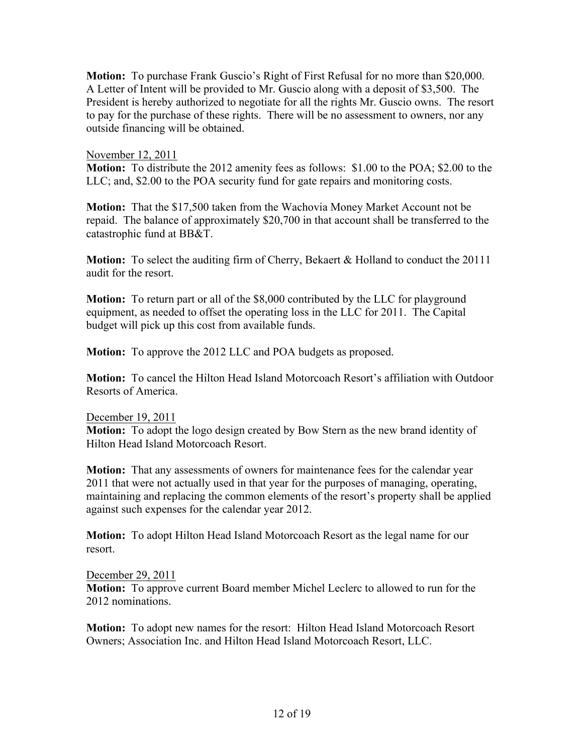**Motion:** To purchase Frank Guscio's Right of First Refusal for no more than $20,000. A Letter of Intent will be provided to Mr. Guscio along with a deposit of $3,500. The President is hereby authorized to negotiate for all the rights Mr. Guscio owns. The resort to pay for the purchase of these rights. There will be no assessment to owners, nor any outside financing will be obtained.

November 12, 2011

**Motion:** To distribute the 2012 amenity fees as follows: $1.00 to the POA; $2.00 to the LLC; and, $2.00 to the POA security fund for gate repairs and monitoring costs.

**Motion:** That the $17,500 taken from the Wachovia Money Market Account not be repaid. The balance of approximately $20,700 in that account shall be transferred to the catastrophic fund at BB&T.

**Motion:** To select the auditing firm of Cherry, Bekaert & Holland to conduct the 20111 audit for the resort.

**Motion:** To return part or all of the $8,000 contributed by the LLC for playground equipment, as needed to offset the operating loss in the LLC for 2011. The Capital budget will pick up this cost from available funds.

**Motion:** To approve the 2012 LLC and POA budgets as proposed.

**Motion:** To cancel the Hilton Head Island Motorcoach Resort's affiliation with Outdoor Resorts of America.

December 19, 2011

**Motion:** To adopt the logo design created by Bow Stern as the new brand identity of Hilton Head Island Motorcoach Resort.

**Motion:** That any assessments of owners for maintenance fees for the calendar year 2011 that were not actually used in that year for the purposes of managing, operating, maintaining and replacing the common elements of the resort's property shall be applied against such expenses for the calendar year 2012.

**Motion:** To adopt Hilton Head Island Motorcoach Resort as the legal name for our resort.

December 29, 2011

**Motion:** To approve current Board member Michel Leclerc to allowed to run for the 2012 nominations.

**Motion:** To adopt new names for the resort: Hilton Head Island Motorcoach Resort Owners; Association Inc. and Hilton Head Island Motorcoach Resort, LLC.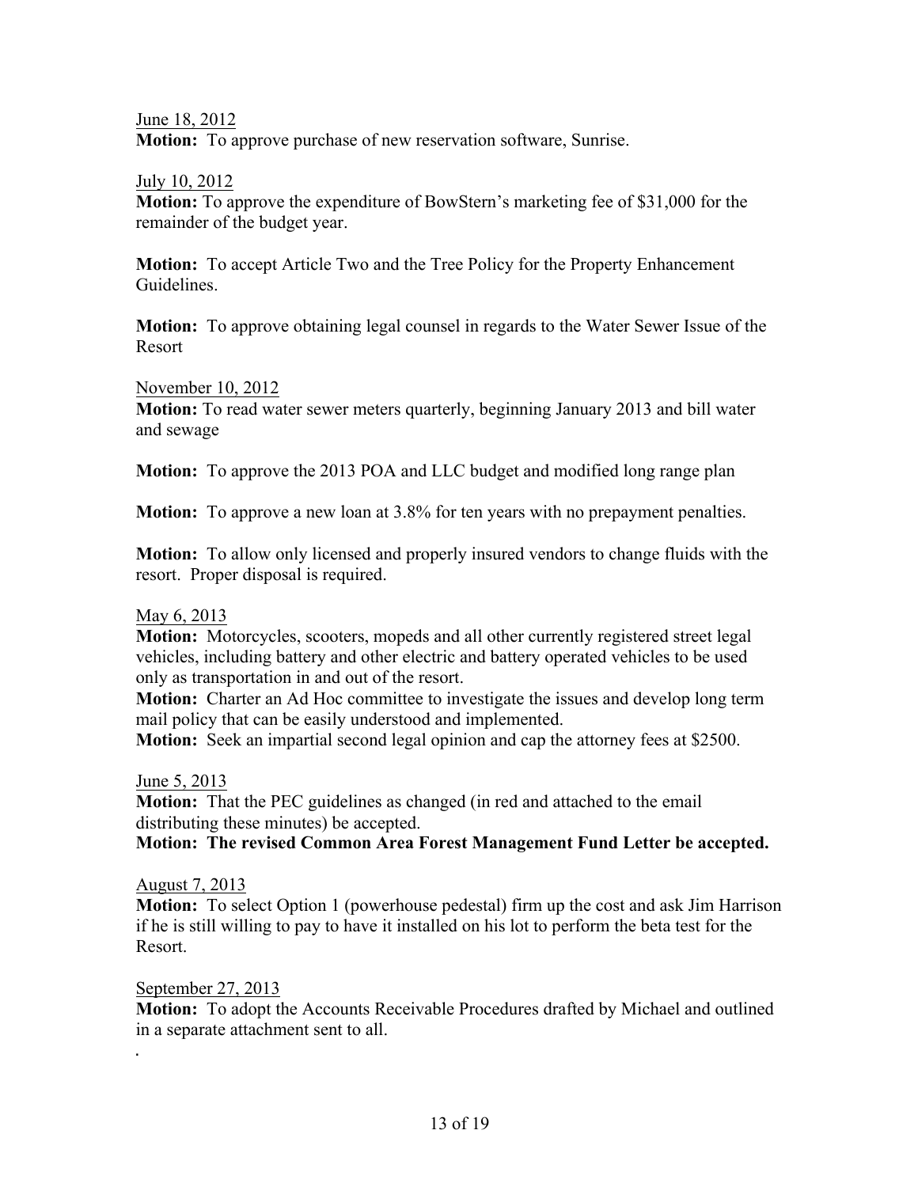June 18, 2012

**Motion:** To approve purchase of new reservation software, Sunrise.

July 10, 2012

**Motion:** To approve the expenditure of BowStern's marketing fee of $31,000 for the remainder of the budget year.

**Motion:** To accept Article Two and the Tree Policy for the Property Enhancement Guidelines.

**Motion:** To approve obtaining legal counsel in regards to the Water Sewer Issue of the Resort

November 10, 2012

**Motion:** To read water sewer meters quarterly, beginning January 2013 and bill water and sewage

**Motion:** To approve the 2013 POA and LLC budget and modified long range plan

**Motion:** To approve a new loan at 3.8% for ten years with no prepayment penalties.

**Motion:** To allow only licensed and properly insured vendors to change fluids with the resort. Proper disposal is required.

May 6, 2013

**Motion:** Motorcycles, scooters, mopeds and all other currently registered street legal vehicles, including battery and other electric and battery operated vehicles to be used only as transportation in and out of the resort.

**Motion:** Charter an Ad Hoc committee to investigate the issues and develop long term mail policy that can be easily understood and implemented.

**Motion:** Seek an impartial second legal opinion and cap the attorney fees at $2500.

June 5, 2013

**Motion:** That the PEC guidelines as changed (in red and attached to the email distributing these minutes) be accepted.

**Motion: The revised Common Area Forest Management Fund Letter be accepted.**

August 7, 2013

**Motion:** To select Option 1 (powerhouse pedestal) firm up the cost and ask Jim Harrison if he is still willing to pay to have it installed on his lot to perform the beta test for the Resort.

September 27, 2013

**Motion:** To adopt the Accounts Receivable Procedures drafted by Michael and outlined in a separate attachment sent to all.

.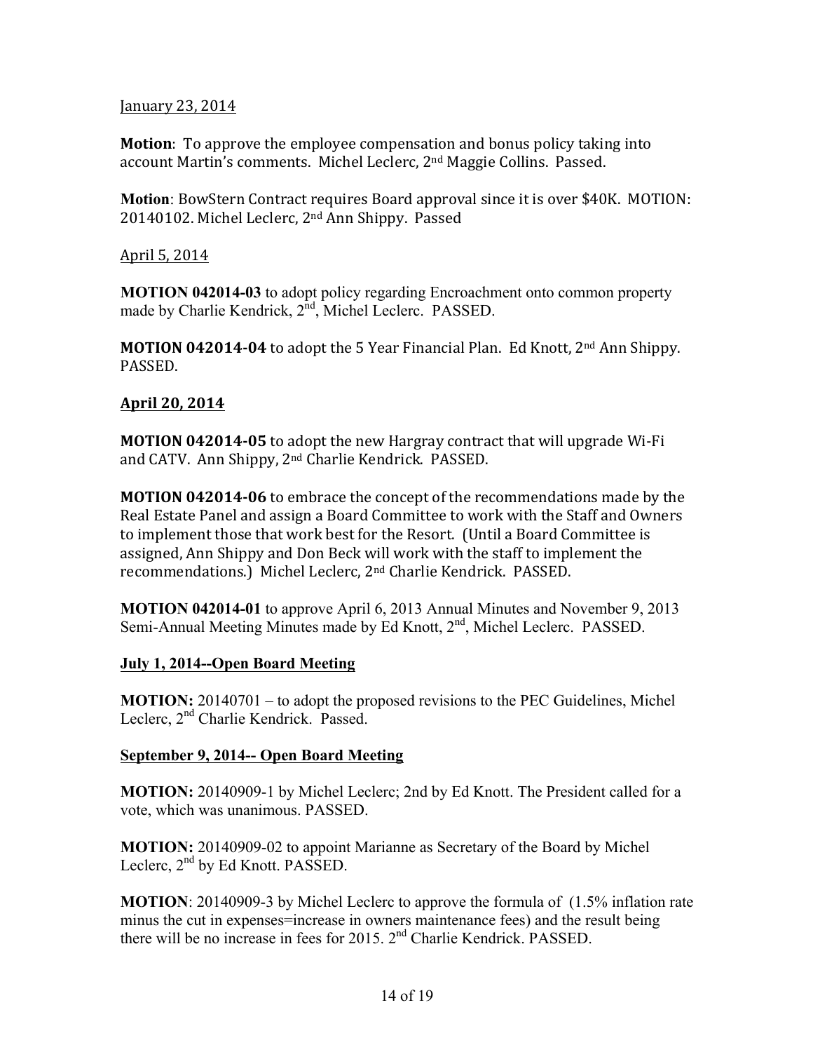January 23, 2014

**Motion**: To approve the employee compensation and bonus policy taking into account Martin's comments. Michel Leclerc, 2nd Maggie Collins. Passed.

**Motion**: BowStern Contract requires Board approval since it is over $40K. MOTION: 20140102. Michel Leclerc, 2nd Ann Shippy. Passed

April 5, 2014

**MOTION 042014-03** to adopt policy regarding Encroachment onto common property made by Charlie Kendrick, 2nd, Michel Leclerc. PASSED.

**MOTION 042014-04** to adopt the 5 Year Financial Plan. Ed Knott, 2nd Ann Shippy. PASSED.

**April 20, 2014**

**MOTION 042014-05** to adopt the new Hargray contract that will upgrade Wi-Fi and CATV. Ann Shippy, 2nd Charlie Kendrick. PASSED.

**MOTION 042014-06** to embrace the concept of the recommendations made by the Real Estate Panel and assign a Board Committee to work with the Staff and Owners to implement those that work best for the Resort. (Until a Board Committee is assigned, Ann Shippy and Don Beck will work with the staff to implement the recommendations.) Michel Leclerc, 2nd Charlie Kendrick. PASSED.

**MOTION 042014-01** to approve April 6, 2013 Annual Minutes and November 9, 2013 Semi-Annual Meeting Minutes made by Ed Knott, 2nd, Michel Leclerc. PASSED.

**July 1, 2014--Open Board Meeting**

**MOTION:** 20140701 – to adopt the proposed revisions to the PEC Guidelines, Michel Leclerc, 2nd Charlie Kendrick. Passed.

**September 9, 2014-- Open Board Meeting**

**MOTION:** 20140909-1 by Michel Leclerc; 2nd by Ed Knott. The President called for a vote, which was unanimous. PASSED.

**MOTION:** 20140909-02 to appoint Marianne as Secretary of the Board by Michel Leclerc, 2nd by Ed Knott. PASSED.

**MOTION**: 20140909-3 by Michel Leclerc to approve the formula of (1.5% inflation rate minus the cut in expenses=increase in owners maintenance fees) and the result being there will be no increase in fees for 2015. 2nd Charlie Kendrick. PASSED.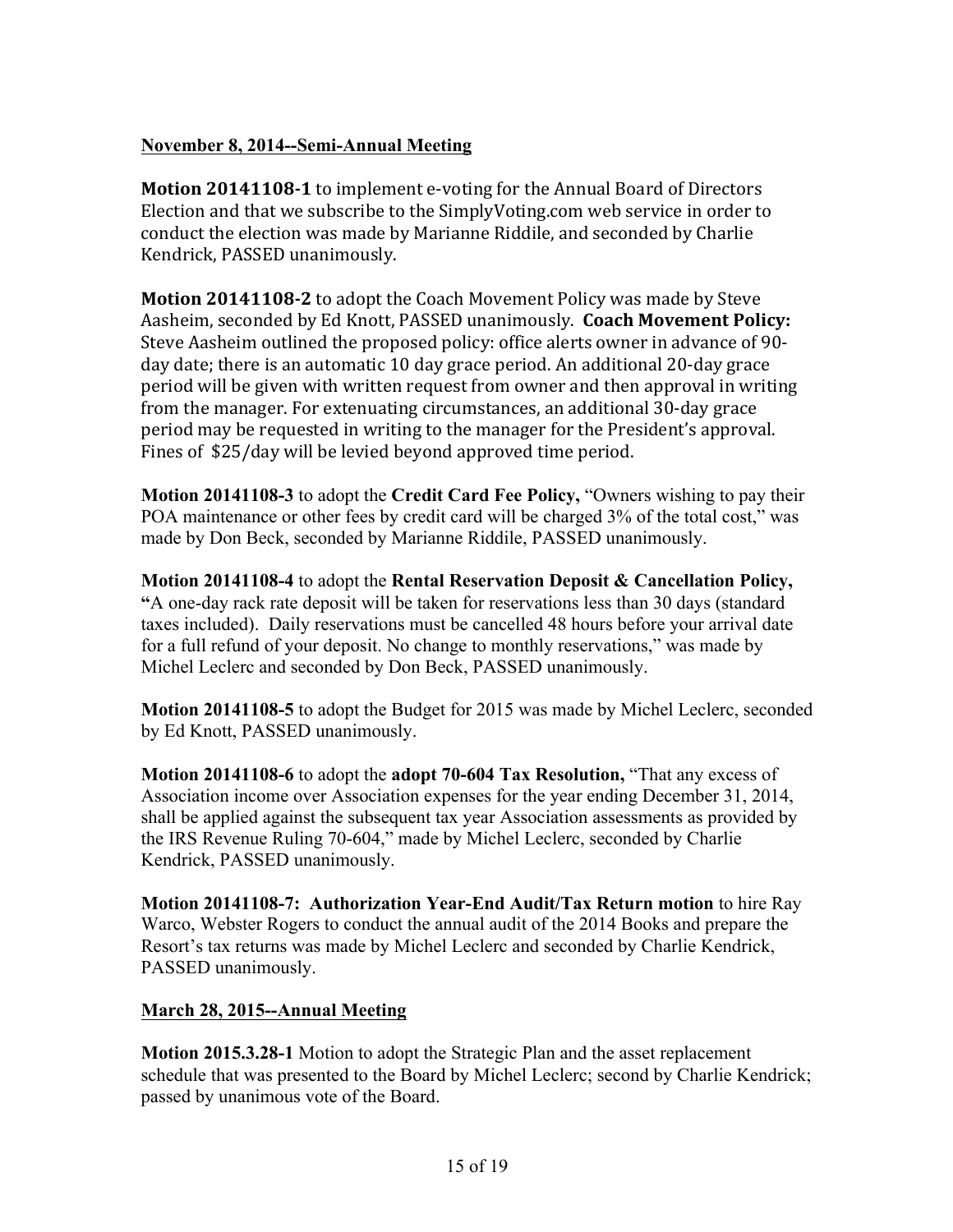**November 8, 2014--Semi-Annual Meeting**

**Motion 20141108-1** to implement e-voting for the Annual Board of Directors Election and that we subscribe to the SimplyVoting.com web service in order to conduct the election was made by Marianne Riddile, and seconded by Charlie Kendrick, PASSED unanimously.

**Motion 20141108-2** to adopt the Coach Movement Policy was made by Steve Aasheim, seconded by Ed Knott, PASSED unanimously. **Coach Movement Policy:** Steve Aasheim outlined the proposed policy: office alerts owner in advance of 90-day date; there is an automatic 10 day grace period. An additional 20-day grace period will be given with written request from owner and then approval in writing from the manager. For extenuating circumstances, an additional 30-day grace period may be requested in writing to the manager for the President's approval. Fines of $25/day will be levied beyond approved time period.

**Motion 20141108-3** to adopt the **Credit Card Fee Policy,** "Owners wishing to pay their POA maintenance or other fees by credit card will be charged 3% of the total cost," was made by Don Beck, seconded by Marianne Riddile, PASSED unanimously.

**Motion 20141108-4** to adopt the **Rental Reservation Deposit & Cancellation Policy, "**A one-day rack rate deposit will be taken for reservations less than 30 days (standard taxes included). Daily reservations must be cancelled 48 hours before your arrival date for a full refund of your deposit. No change to monthly reservations," was made by Michel Leclerc and seconded by Don Beck, PASSED unanimously.

**Motion 20141108-5** to adopt the Budget for 2015 was made by Michel Leclerc, seconded by Ed Knott, PASSED unanimously.

**Motion 20141108-6** to adopt the **adopt 70-604 Tax Resolution,** "That any excess of Association income over Association expenses for the year ending December 31, 2014, shall be applied against the subsequent tax year Association assessments as provided by the IRS Revenue Ruling 70-604," made by Michel Leclerc, seconded by Charlie Kendrick, PASSED unanimously.

**Motion 20141108-7: Authorization Year-End Audit/Tax Return motion** to hire Ray Warco, Webster Rogers to conduct the annual audit of the 2014 Books and prepare the Resort's tax returns was made by Michel Leclerc and seconded by Charlie Kendrick, PASSED unanimously.

**March 28, 2015--Annual Meeting**

**Motion 2015.3.28-1** Motion to adopt the Strategic Plan and the asset replacement schedule that was presented to the Board by Michel Leclerc; second by Charlie Kendrick; passed by unanimous vote of the Board.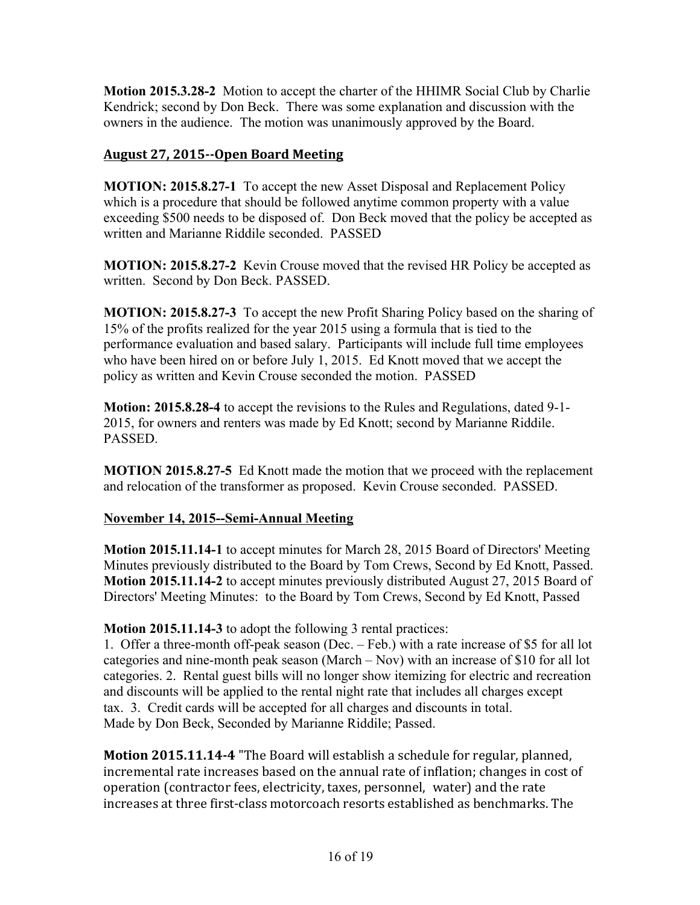**Motion 2015.3.28-2** Motion to accept the charter of the HHIMR Social Club by Charlie Kendrick; second by Don Beck. There was some explanation and discussion with the owners in the audience. The motion was unanimously approved by the Board.

## **August 27, 2015--Open Board Meeting**

**MOTION: 2015.8.27-1** To accept the new Asset Disposal and Replacement Policy which is a procedure that should be followed anytime common property with a value exceeding $500 needs to be disposed of. Don Beck moved that the policy be accepted as written and Marianne Riddile seconded. PASSED

**MOTION: 2015.8.27-2** Kevin Crouse moved that the revised HR Policy be accepted as written. Second by Don Beck. PASSED.

**MOTION: 2015.8.27-3** To accept the new Profit Sharing Policy based on the sharing of 15% of the profits realized for the year 2015 using a formula that is tied to the performance evaluation and based salary. Participants will include full time employees who have been hired on or before July 1, 2015. Ed Knott moved that we accept the policy as written and Kevin Crouse seconded the motion. PASSED

**Motion: 2015.8.28-4** to accept the revisions to the Rules and Regulations, dated 9-1-2015, for owners and renters was made by Ed Knott; second by Marianne Riddile. PASSED.

**MOTION 2015.8.27-5** Ed Knott made the motion that we proceed with the replacement and relocation of the transformer as proposed. Kevin Crouse seconded. PASSED.

## **November 14, 2015--Semi-Annual Meeting**

**Motion 2015.11.14-1** to accept minutes for March 28, 2015 Board of Directors' Meeting Minutes previously distributed to the Board by Tom Crews, Second by Ed Knott, Passed.
**Motion 2015.11.14-2** to accept minutes previously distributed August 27, 2015 Board of Directors' Meeting Minutes: to the Board by Tom Crews, Second by Ed Knott, Passed

**Motion 2015.11.14-3** to adopt the following 3 rental practices:
1. Offer a three-month off-peak season (Dec. – Feb.) with a rate increase of $5 for all lot categories and nine-month peak season (March – Nov) with an increase of $10 for all lot categories. 2. Rental guest bills will no longer show itemizing for electric and recreation and discounts will be applied to the rental night rate that includes all charges except tax. 3. Credit cards will be accepted for all charges and discounts in total.
Made by Don Beck, Seconded by Marianne Riddile; Passed.

**Motion 2015.11.14-4** "The Board will establish a schedule for regular, planned, incremental rate increases based on the annual rate of inflation; changes in cost of operation (contractor fees, electricity, taxes, personnel, water) and the rate increases at three first-class motorcoach resorts established as benchmarks. The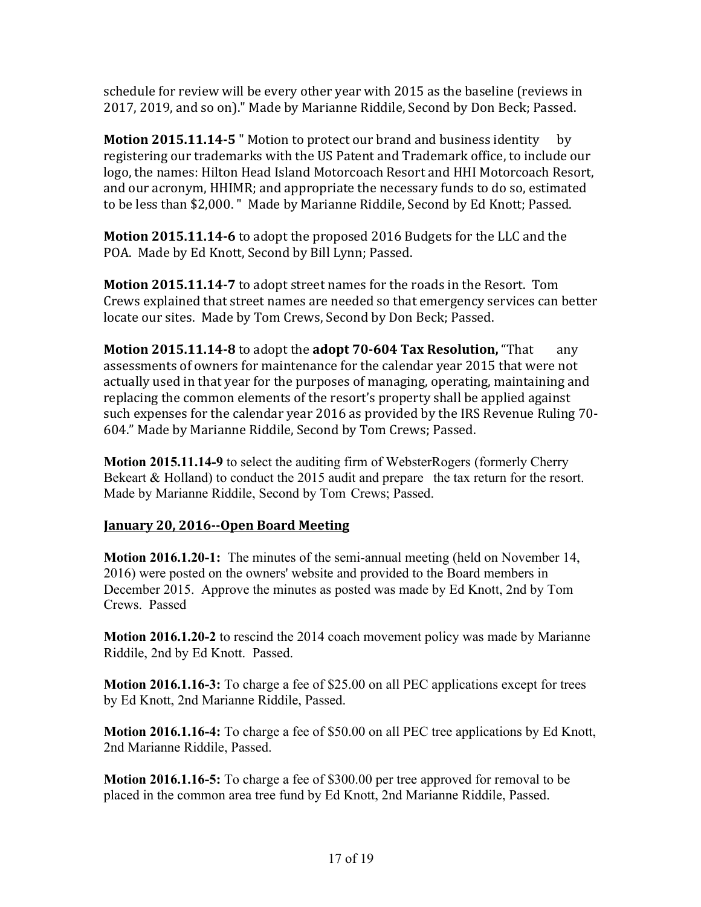schedule for review will be every other year with 2015 as the baseline (reviews in 2017, 2019, and so on)." Made by Marianne Riddile, Second by Don Beck; Passed.

**Motion 2015.11.14-5** " Motion to protect our brand and business identity by registering our trademarks with the US Patent and Trademark office, to include our logo, the names: Hilton Head Island Motorcoach Resort and HHI Motorcoach Resort, and our acronym, HHIMR; and appropriate the necessary funds to do so, estimated to be less than $2,000. " Made by Marianne Riddile, Second by Ed Knott; Passed.

**Motion 2015.11.14-6** to adopt the proposed 2016 Budgets for the LLC and the POA. Made by Ed Knott, Second by Bill Lynn; Passed.

**Motion 2015.11.14-7** to adopt street names for the roads in the Resort. Tom Crews explained that street names are needed so that emergency services can better locate our sites. Made by Tom Crews, Second by Don Beck; Passed.

**Motion 2015.11.14-8** to adopt the **adopt 70-604 Tax Resolution,** "That any assessments of owners for maintenance for the calendar year 2015 that were not actually used in that year for the purposes of managing, operating, maintaining and replacing the common elements of the resort's property shall be applied against such expenses for the calendar year 2016 as provided by the IRS Revenue Ruling 70-604." Made by Marianne Riddile, Second by Tom Crews; Passed.

**Motion 2015.11.14-9** to select the auditing firm of WebsterRogers (formerly Cherry Bekeart & Holland) to conduct the 2015 audit and prepare the tax return for the resort. Made by Marianne Riddile, Second by Tom Crews; Passed.

## January 20, 2016--Open Board Meeting

**Motion 2016.1.20-1:** The minutes of the semi-annual meeting (held on November 14, 2016) were posted on the owners' website and provided to the Board members in December 2015. Approve the minutes as posted was made by Ed Knott, 2nd by Tom Crews. Passed

**Motion 2016.1.20-2** to rescind the 2014 coach movement policy was made by Marianne Riddile, 2nd by Ed Knott. Passed.

**Motion 2016.1.16-3:** To charge a fee of $25.00 on all PEC applications except for trees by Ed Knott, 2nd Marianne Riddile, Passed.

**Motion 2016.1.16-4:** To charge a fee of $50.00 on all PEC tree applications by Ed Knott, 2nd Marianne Riddile, Passed.

**Motion 2016.1.16-5:** To charge a fee of $300.00 per tree approved for removal to be placed in the common area tree fund by Ed Knott, 2nd Marianne Riddile, Passed.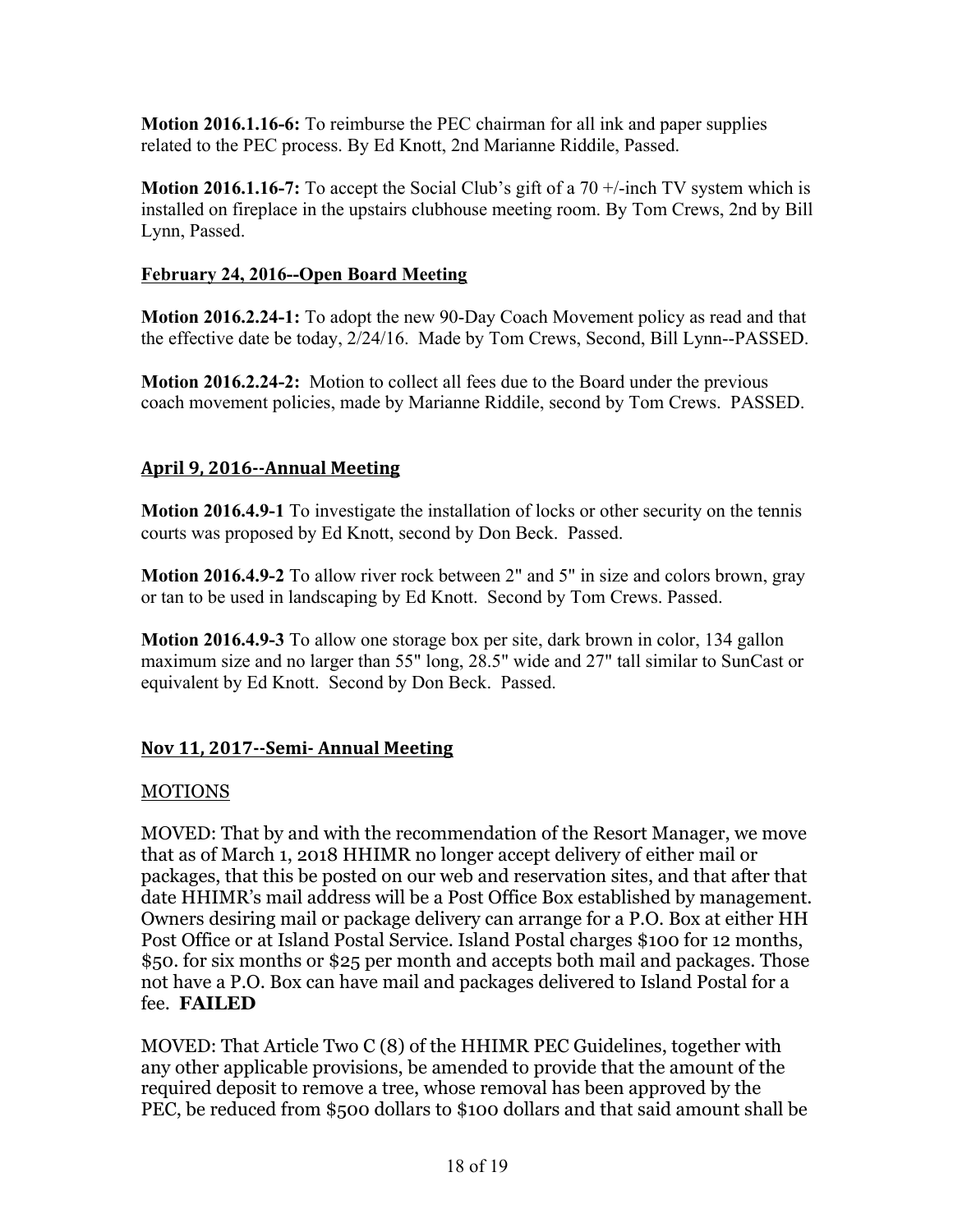**Motion 2016.1.16-6:** To reimburse the PEC chairman for all ink and paper supplies related to the PEC process. By Ed Knott, 2nd Marianne Riddile, Passed.

**Motion 2016.1.16-7:** To accept the Social Club's gift of a 70 +/-inch TV system which is installed on fireplace in the upstairs clubhouse meeting room. By Tom Crews, 2nd by Bill Lynn, Passed.

### February 24, 2016--Open Board Meeting

**Motion 2016.2.24-1:** To adopt the new 90-Day Coach Movement policy as read and that the effective date be today, 2/24/16. Made by Tom Crews, Second, Bill Lynn--PASSED.

**Motion 2016.2.24-2:** Motion to collect all fees due to the Board under the previous coach movement policies, made by Marianne Riddile, second by Tom Crews. PASSED.

### April 9, 2016--Annual Meeting

**Motion 2016.4.9-1** To investigate the installation of locks or other security on the tennis courts was proposed by Ed Knott, second by Don Beck. Passed.

**Motion 2016.4.9-2** To allow river rock between 2" and 5" in size and colors brown, gray or tan to be used in landscaping by Ed Knott. Second by Tom Crews. Passed.

**Motion 2016.4.9-3** To allow one storage box per site, dark brown in color, 134 gallon maximum size and no larger than 55" long, 28.5" wide and 27" tall similar to SunCast or equivalent by Ed Knott. Second by Don Beck. Passed.

### Nov 11, 2017--Semi- Annual Meeting

MOTIONS

MOVED: That by and with the recommendation of the Resort Manager, we move that as of March 1, 2018 HHIMR no longer accept delivery of either mail or packages, that this be posted on our web and reservation sites, and that after that date HHIMR's mail address will be a Post Office Box established by management. Owners desiring mail or package delivery can arrange for a P.O. Box at either HH Post Office or at Island Postal Service. Island Postal charges $100 for 12 months, $50. for six months or $25 per month and accepts both mail and packages. Those not have a P.O. Box can have mail and packages delivered to Island Postal for a fee. **FAILED**

MOVED: That Article Two C (8) of the HHIMR PEC Guidelines, together with any other applicable provisions, be amended to provide that the amount of the required deposit to remove a tree, whose removal has been approved by the PEC, be reduced from $500 dollars to $100 dollars and that said amount shall be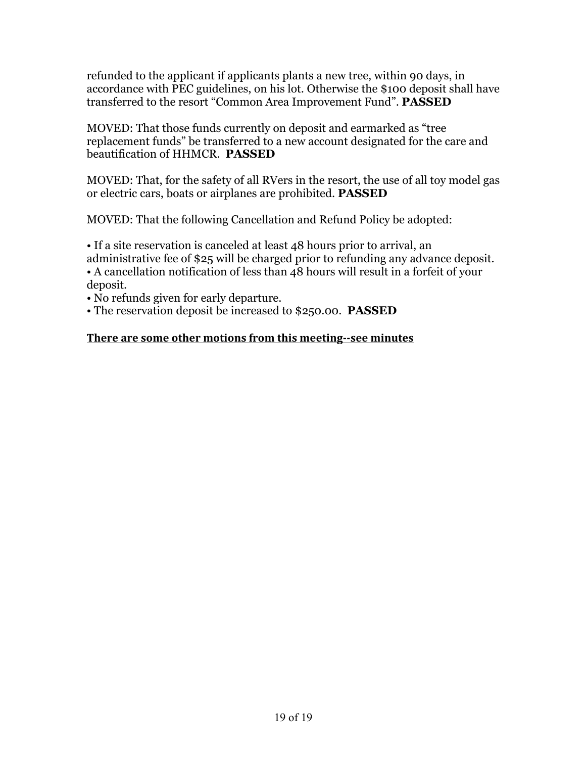refunded to the applicant if applicants plants a new tree, within 90 days, in accordance with PEC guidelines, on his lot. Otherwise the $100 deposit shall have transferred to the resort “Common Area Improvement Fund”. **PASSED**

MOVED: That those funds currently on deposit and earmarked as “tree replacement funds” be transferred to a new account designated for the care and beautification of HHMCR. **PASSED**

MOVED: That, for the safety of all RVers in the resort, the use of all toy model gas or electric cars, boats or airplanes are prohibited. **PASSED**

MOVED: That the following Cancellation and Refund Policy be adopted:

- If a site reservation is canceled at least 48 hours prior to arrival, an administrative fee of $25 will be charged prior to refunding any advance deposit.
- A cancellation notification of less than 48 hours will result in a forfeit of your deposit.
- No refunds given for early departure.
- The reservation deposit be increased to $250.00. **PASSED**

<u>**There are some other motions from this meeting--see minutes**</u>